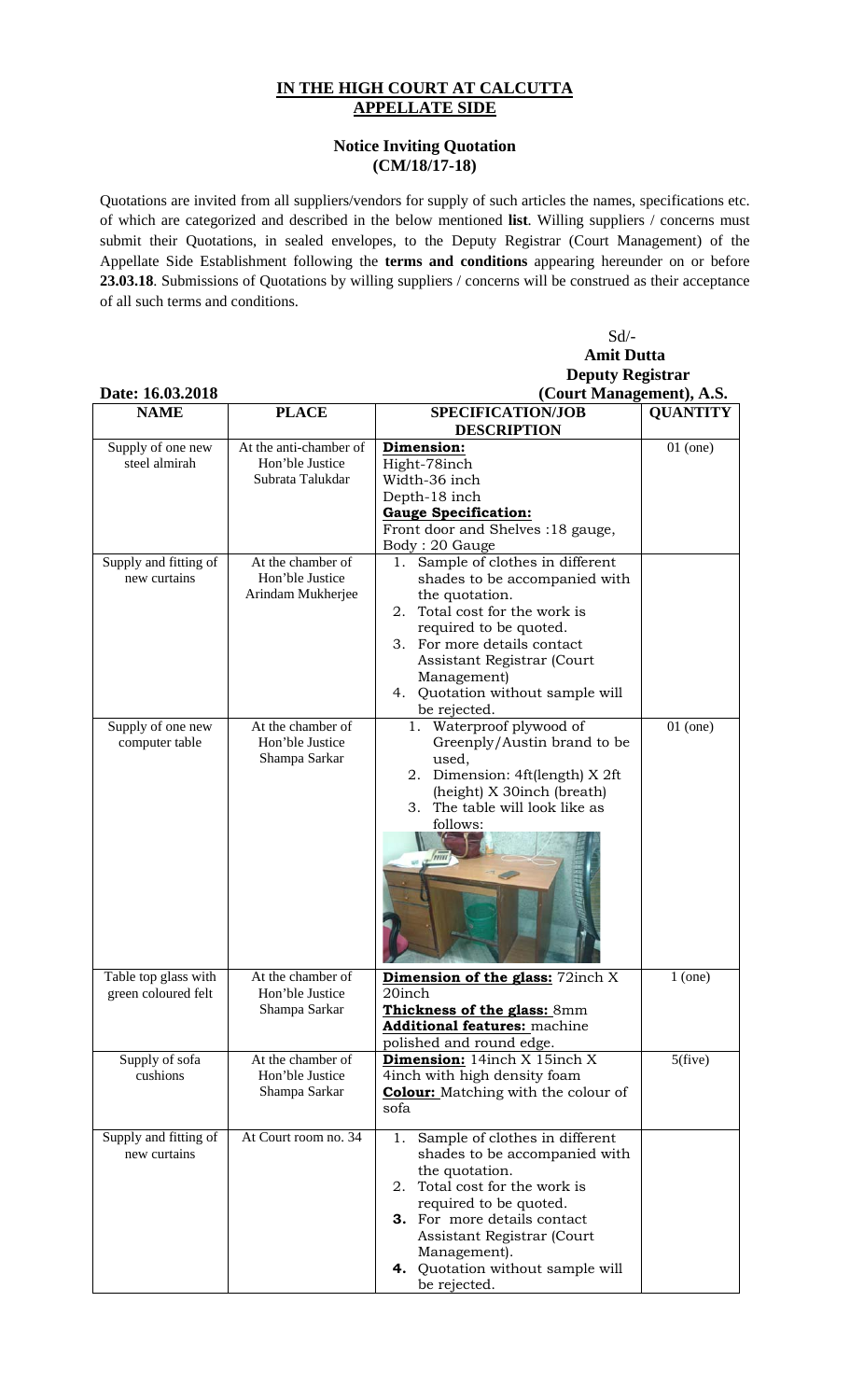# IN THE HIGH COURT AT CALCUTTA
## APPELLATE SIDE

### Notice Inviting Quotation
### (CM/18/17-18)

Quotations are invited from all suppliers/vendors for supply of such articles the names, specifications etc. of which are categorized and described in the below mentioned **list**. Willing suppliers / concerns must submit their Quotations, in sealed envelopes, to the Deputy Registrar (Court Management) of the Appellate Side Establishment following the **terms and conditions** appearing hereunder on or before **23.03.18**. Submissions of Quotations by willing suppliers / concerns will be construed as their acceptance of all such terms and conditions.

Sd/-
**Amit Dutta**
**Deputy Registrar**
**(Court Management), A.S.**

**Date: 16.03.2018**

| NAME | PLACE | SPECIFICATION/JOB DESCRIPTION | QUANTITY |
|---|---|---|---|
| Supply of one new steel almirah | At the anti-chamber of Hon'ble Justice Subrata Talukdar | **Dimension:**<br>Hight-78inch<br>Width-36 inch<br>Depth-18 inch<br>**Gauge Specification:**<br>Front door and Shelves :18 gauge,<br>Body : 20 Gauge | 01 (one) |
| Supply and fitting of new curtains | At the chamber of Hon'ble Justice Arindam Mukherjee | 1. Sample of clothes in different shades to be accompanied with the quotation.<br>2. Total cost for the work is required to be quoted.<br>3. For more details contact Assistant Registrar (Court Management)<br>4. Quotation without sample will be rejected. | |
| Supply of one new computer table | At the chamber of Hon'ble Justice Shampa Sarkar | 1. Waterproof plywood of Greenply/Austin brand to be used,<br>2. Dimension: 4ft(length) X 2ft (height) X 30inch (breath)<br>3. The table will look like as follows: | 01 (one) |
| Table top glass with green coloured felt | At the chamber of Hon'ble Justice Shampa Sarkar | **Dimension of the glass:** 72inch X 20inch<br>**Thickness of the glass:** 8mm<br>**Additional features:** machine polished and round edge. | 1 (one) |
| Supply of sofa cushions | At the chamber of Hon'ble Justice Shampa Sarkar | **Dimension:** 14inch X 15inch X 4inch with high density foam<br>**Colour:** Matching with the colour of sofa | 5(five) |
| Supply and fitting of new curtains | At Court room no. 34 | 1. Sample of clothes in different shades to be accompanied with the quotation.<br>2. Total cost for the work is required to be quoted.<br>**3.** For more details contact Assistant Registrar (Court Management).<br>**4.** Quotation without sample will be rejected. | |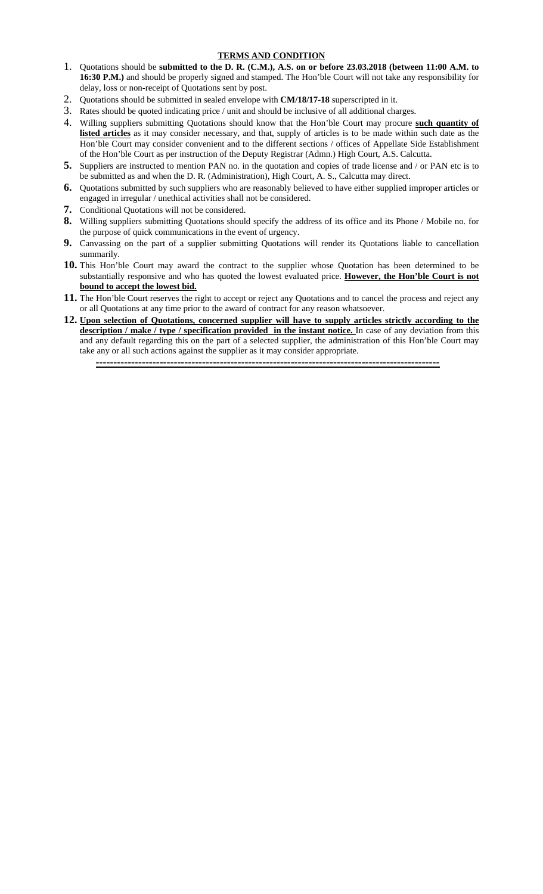**TERMS AND CONDITION**

1. Quotations should be **submitted to the D. R. (C.M.), A.S. on or before 23.03.2018 (between 11:00 A.M. to 16:30 P.M.)** and should be properly signed and stamped. The Hon'ble Court will not take any responsibility for delay, loss or non-receipt of Quotations sent by post.
2. Quotations should be submitted in sealed envelope with **CM/18/17-18** superscripted in it.
3. Rates should be quoted indicating price / unit and should be inclusive of all additional charges.
4. Willing suppliers submitting Quotations should know that the Hon'ble Court may procure **such quantity of listed articles** as it may consider necessary, and that, supply of articles is to be made within such date as the Hon'ble Court may consider convenient and to the different sections / offices of Appellate Side Establishment of the Hon'ble Court as per instruction of the Deputy Registrar (Admn.) High Court, A.S. Calcutta.
5. Suppliers are instructed to mention PAN no. in the quotation and copies of trade license and / or PAN etc is to be submitted as and when the D. R. (Administration), High Court, A. S., Calcutta may direct.
6. Quotations submitted by such suppliers who are reasonably believed to have either supplied improper articles or engaged in irregular / unethical activities shall not be considered.
7. Conditional Quotations will not be considered.
8. Willing suppliers submitting Quotations should specify the address of its office and its Phone / Mobile no. for the purpose of quick communications in the event of urgency.
9. Canvassing on the part of a supplier submitting Quotations will render its Quotations liable to cancellation summarily.
10. This Hon'ble Court may award the contract to the supplier whose Quotation has been determined to be substantially responsive and who has quoted the lowest evaluated price. **However, the Hon'ble Court is not bound to accept the lowest bid.**
11. The Hon'ble Court reserves the right to accept or reject any Quotations and to cancel the process and reject any or all Quotations at any time prior to the award of contract for any reason whatsoever.
12. **Upon selection of Quotations, concerned supplier will have to supply articles strictly according to the description / make / type / specification provided in the instant notice.** In case of any deviation from this and any default regarding this on the part of a selected supplier, the administration of this Hon'ble Court may take any or all such actions against the supplier as it may consider appropriate.

---